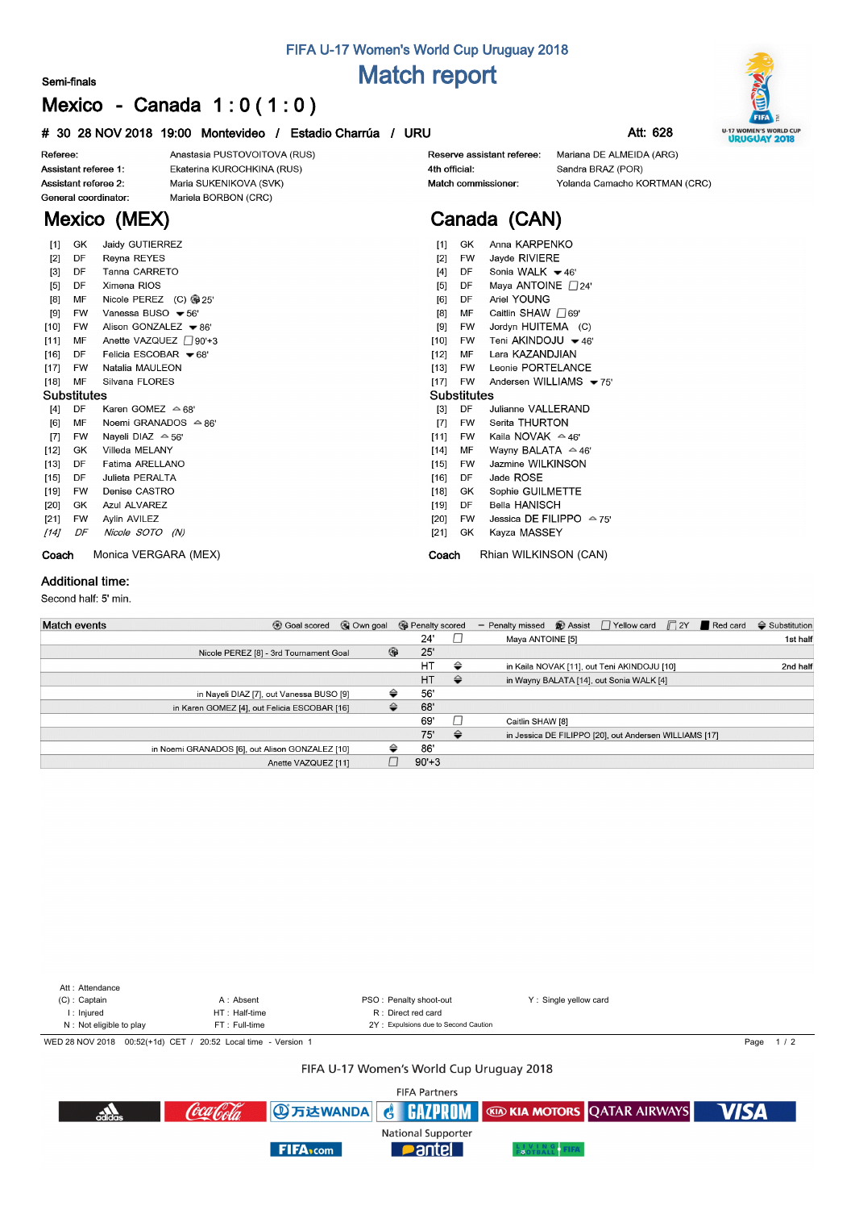FIFA U-17 Women's World Cup Uruguay 2018

# Match report

Semi-finals

## Mexico - Canada 1 : 0 ( 1 : 0 )

**# 30 28 NOV 2018 19:00 Montevideo / Estadio Charrúa / URU** Att: 628

| | | | |
|---|---|---|---|
| Referee: | Anastasia PUSTOVOITOVA (RUS) | Reserve assistant referee: | Mariana DE ALMEIDA (ARG) |
| Assistant referee 1: | Ekaterina KUROCHKINA (RUS) | 4th official: | Sandra BRAZ (POR) |
| Assistant referee 2: | Maria SUKENIKOVA (SVK) | Match commissioner: | Yolanda Camacho KORTMAN (CRC) |
| General coordinator: | Mariela BORBON (CRC) | | |

## Mexico (MEX)

| | | |
|---|---|---|
| [1] | GK | Jaidy GUTIERREZ |
| [2] | DF | Reyna REYES |
| [3] | DF | Tanna CARRETO |
| [5] | DF | Ximena RIOS |
| [8] | MF | Nicole PEREZ (C) Goal 25' |
| [9] | FW | Vanessa BUSO ▼56' |
| [10] | FW | Alison GONZALEZ ▼86' |
| [11] | MF | Anette VAZQUEZ Yellow card 90'+3 |
| [16] | DF | Felicia ESCOBAR ▼68' |
| [17] | FW | Natalia MAULEON |
| [18] | MF | Silvana FLORES |

### Substitutes

| | | |
|---|---|---|
| [4] | DF | Karen GOMEZ ▲68' |
| [6] | MF | Noemi GRANADOS ▲86' |
| [7] | FW | Nayeli DIAZ ▲56' |
| [12] | GK | Villeda MELANY |
| [13] | DF | Fatima ARELLANO |
| [15] | DF | Julieta PERALTA |
| [19] | FW | Denise CASTRO |
| [20] | GK | Azul ALVAREZ |
| [21] | FW | Aylin AVILEZ |
| *[14]* | *DF* | *Nicole SOTO (N)* |

**Coach** Monica VERGARA (MEX)

## Canada (CAN)

| | | |
|---|---|---|
| [1] | GK | Anna KARPENKO |
| [2] | FW | Jayde RIVIERE |
| [4] | DF | Sonia WALK ▼46' |
| [5] | DF | Maya ANTOINE Yellow card 24' |
| [6] | DF | Ariel YOUNG |
| [8] | MF | Caitlin SHAW Yellow card 69' |
| [9] | FW | Jordyn HUITEMA (C) |
| [10] | FW | Teni AKINDOJU ▼46' |
| [12] | MF | Lara KAZANDJIAN |
| [13] | FW | Leonie PORTELANCE |
| [17] | FW | Andersen WILLIAMS ▼75' |

### Substitutes

| | | |
|---|---|---|
| [3] | DF | Julianne VALLERAND |
| [7] | FW | Serita THURTON |
| [11] | FW | Kaila NOVAK ▲46' |
| [14] | MF | Wayny BALATA ▲46' |
| [15] | FW | Jazmine WILKINSON |
| [16] | DF | Jade ROSE |
| [18] | GK | Sophie GUILMETTE |
| [19] | DF | Bella HANISCH |
| [20] | FW | Jessica DE FILIPPO ▲75' |
| [21] | GK | Kayza MASSEY |

**Coach** Rhian WILKINSON (CAN)

### Additional time:

Second half: 5' min.

### Match events

Legend: Goal scored, Own goal, Penalty scored, Penalty missed, Assist, Yellow card, 2Y, Red card, Substitution

| Mexico | | Time | | Canada | |
|---|---|---|---|---|---|
| | | 24' | Yellow card | Maya ANTOINE [5] | 1st half |
| Nicole PEREZ [8] - 3rd Tournament Goal | Goal scored | 25' | | | |
| | | HT | Substitution | in Kaila NOVAK [11], out Teni AKINDOJU [10] | 2nd half |
| | | HT | Substitution | in Wayny BALATA [14], out Sonia WALK [4] | |
| in Nayeli DIAZ [7], out Vanessa BUSO [9] | Substitution | 56' | | | |
| in Karen GOMEZ [4], out Felicia ESCOBAR [16] | Substitution | 68' | | | |
| | | 69' | Yellow card | Caitlin SHAW [8] | |
| | | 75' | Substitution | in Jessica DE FILIPPO [20], out Andersen WILLIAMS [17] | |
| in Noemi GRANADOS [6], out Alison GONZALEZ [10] | Substitution | 86' | | | |
| Anette VAZQUEZ [11] | Yellow card | 90'+3 | | | |

Att : Attendance
(C) : Captain — A : Absent — PSO : Penalty shoot-out — Y : Single yellow card
I : Injured — HT : Half-time — R : Direct red card
N : Not eligible to play — FT : Full-time — 2Y : Expulsions due to Second Caution

WED 28 NOV 2018 00:52(+1d) CET / 20:52 Local time - Version 1

FIFA U-17 Women's World Cup Uruguay 2018

FIFA Partners

National Supporter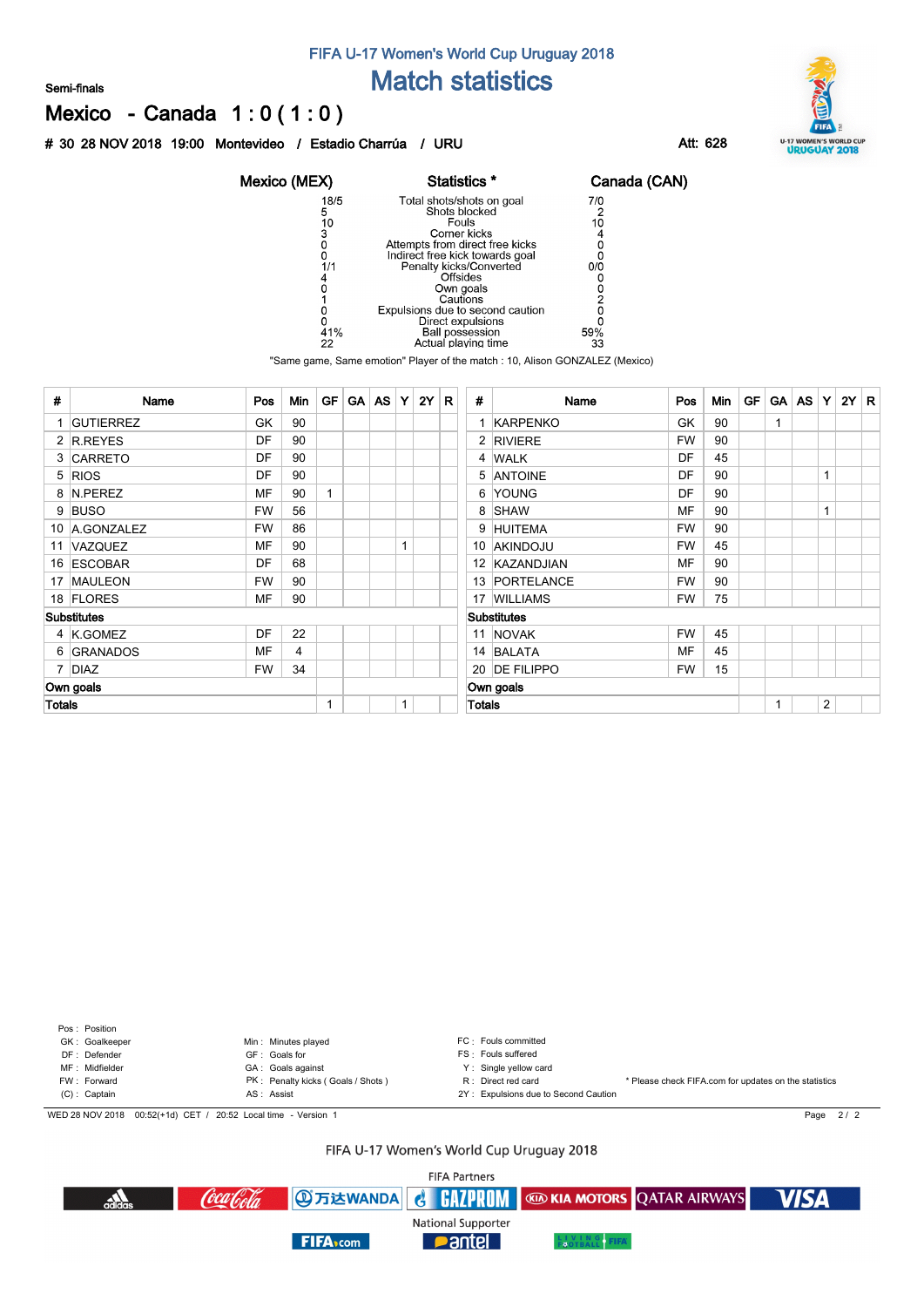FIFA U-17 Women's World Cup Uruguay 2018

# Match statistics

Semi-finals

## Mexico - Canada 1 : 0 ( 1 : 0 )

# 30 28 NOV 2018 19:00 Montevideo / Estadio Charrúa / URU

Att: 628

| Mexico (MEX) | Statistics * | Canada (CAN) |
|---|---|---|
| 18/5 | Total shots/shots on goal | 7/0 |
| 5 | Shots blocked | 2 |
| 10 | Fouls | 10 |
| 3 | Corner kicks | 4 |
| 0 | Attempts from direct free kicks | 0 |
| 0 | Indirect free kick towards goal | 0 |
| 1/1 | Penalty kicks/Converted | 0/0 |
| 4 | Offsides | 0 |
| 0 | Own goals | 0 |
| 1 | Cautions | 2 |
| 0 | Expulsions due to second caution | 0 |
| 0 | Direct expulsions | 0 |
| 41% | Ball possession | 59% |
| 22 | Actual playing time | 33 |

"Same game, Same emotion" Player of the match : 10, Alison GONZALEZ (Mexico)

| # | Name | Pos | Min | GF | GA | AS | Y | 2Y | R |
|---|---|---|---|---|---|---|---|---|---|
| 1 | GUTIERREZ | GK | 90 | | | | | | |
| 2 | R.REYES | DF | 90 | | | | | | |
| 3 | CARRETO | DF | 90 | | | | | | |
| 5 | RIOS | DF | 90 | | | | | | |
| 8 | N.PEREZ | MF | 90 | 1 | | | | | |
| 9 | BUSO | FW | 56 | | | | | | |
| 10 | A.GONZALEZ | FW | 86 | | | | | | |
| 11 | VAZQUEZ | MF | 90 | | | | 1 | | |
| 16 | ESCOBAR | DF | 68 | | | | | | |
| 17 | MAULEON | FW | 90 | | | | | | |
| 18 | FLORES | MF | 90 | | | | | | |
| **Substitutes** | | | | | | | | | |
| 4 | K.GOMEZ | DF | 22 | | | | | | |
| 6 | GRANADOS | MF | 4 | | | | | | |
| 7 | DIAZ | FW | 34 | | | | | | |
| **Own goals** | | | | | | | | | |
| **Totals** | | | | 1 | | | 1 | | |

| # | Name | Pos | Min | GF | GA | AS | Y | 2Y | R |
|---|---|---|---|---|---|---|---|---|---|
| 1 | KARPENKO | GK | 90 | | 1 | | | | |
| 2 | RIVIERE | FW | 90 | | | | | | |
| 4 | WALK | DF | 45 | | | | | | |
| 5 | ANTOINE | DF | 90 | | | | 1 | | |
| 6 | YOUNG | DF | 90 | | | | | | |
| 8 | SHAW | MF | 90 | | | | 1 | | |
| 9 | HUITEMA | FW | 90 | | | | | | |
| 10 | AKINDOJU | FW | 45 | | | | | | |
| 12 | KAZANDJIAN | MF | 90 | | | | | | |
| 13 | PORTELANCE | FW | 90 | | | | | | |
| 17 | WILLIAMS | FW | 75 | | | | | | |
| **Substitutes** | | | | | | | | | |
| 11 | NOVAK | FW | 45 | | | | | | |
| 14 | BALATA | MF | 45 | | | | | | |
| 20 | DE FILIPPO | FW | 15 | | | | | | |
| **Own goals** | | | | | | | | | |
| **Totals** | | | | | 1 | | 2 | | |

Pos : Position
GK : Goalkeeper
DF : Defender
MF : Midfielder
FW : Forward
(C) : Captain

Min : Minutes played
GF : Goals for
GA : Goals against
PK : Penalty kicks ( Goals / Shots )
AS : Assist

FC : Fouls committed
FS : Fouls suffered
Y : Single yellow card
R : Direct red card
2Y : Expulsions due to Second Caution

* Please check FIFA.com for updates on the statistics

WED 28 NOV 2018 00:52(+1d) CET / 20:52 Local time - Version 1

FIFA U-17 Women's World Cup Uruguay 2018

FIFA Partners

National Supporter